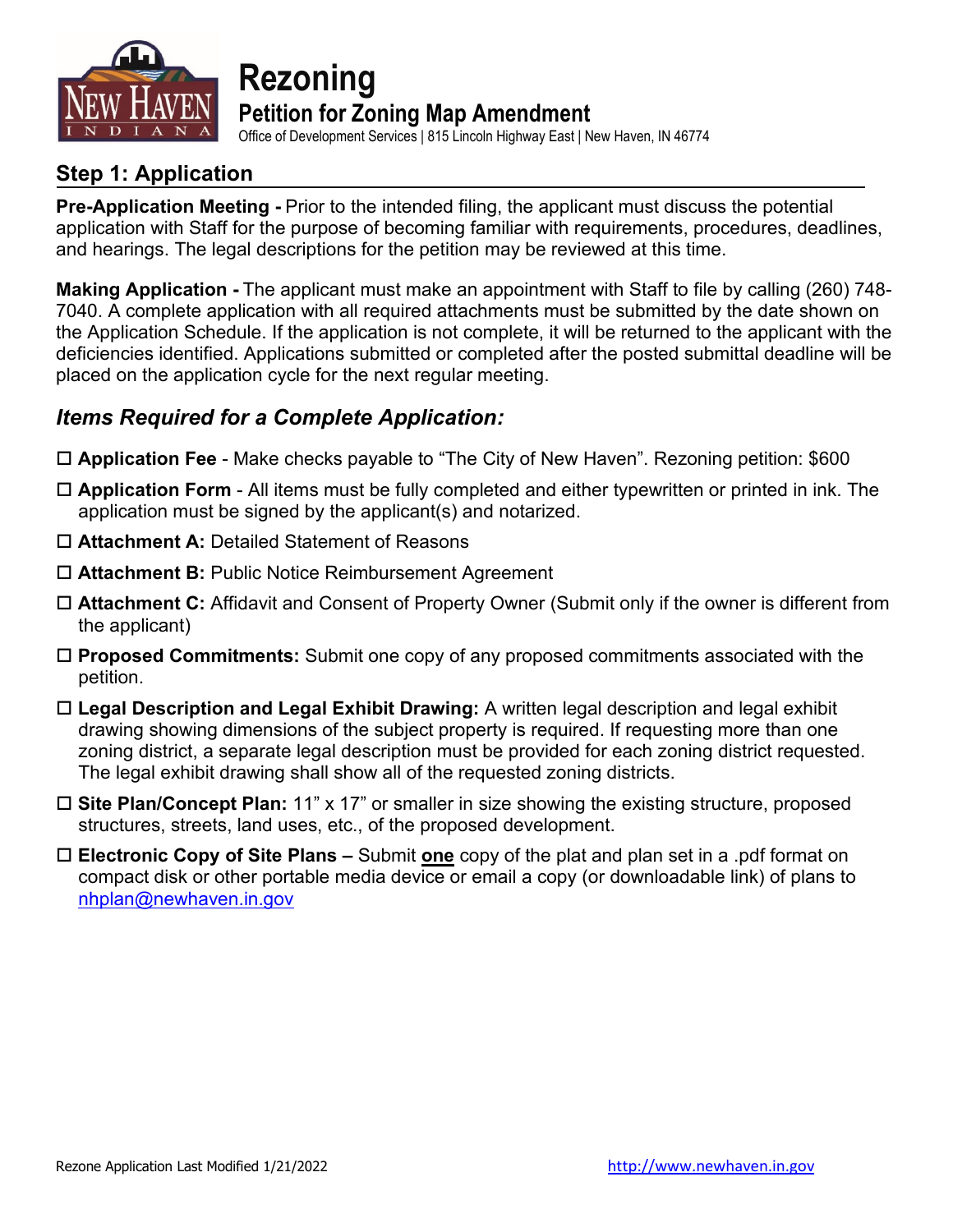# Rezoning

## Petition for Zoning Map Amendment

Office of Development Services | 815 Lincoln Highway East | New Haven, IN 46774

## Step 1: Application

**Pre-Application Meeting -** Prior to the intended filing, the applicant must discuss the potential application with Staff for the purpose of becoming familiar with requirements, procedures, deadlines, and hearings. The legal descriptions for the petition may be reviewed at this time.

**Making Application -** The applicant must make an appointment with Staff to file by calling (260) 748-7040. A complete application with all required attachments must be submitted by the date shown on the Application Schedule. If the application is not complete, it will be returned to the applicant with the deficiencies identified. Applications submitted or completed after the posted submittal deadline will be placed on the application cycle for the next regular meeting.

### *Items Required for a Complete Application:*

- ☐ **Application Fee** - Make checks payable to "The City of New Haven". Rezoning petition: $600
- ☐ **Application Form** - All items must be fully completed and either typewritten or printed in ink. The application must be signed by the applicant(s) and notarized.
- ☐ **Attachment A:** Detailed Statement of Reasons
- ☐ **Attachment B:** Public Notice Reimbursement Agreement
- ☐ **Attachment C:** Affidavit and Consent of Property Owner (Submit only if the owner is different from the applicant)
- ☐ **Proposed Commitments:** Submit one copy of any proposed commitments associated with the petition.
- ☐ **Legal Description and Legal Exhibit Drawing:** A written legal description and legal exhibit drawing showing dimensions of the subject property is required. If requesting more than one zoning district, a separate legal description must be provided for each zoning district requested. The legal exhibit drawing shall show all of the requested zoning districts.
- ☐ **Site Plan/Concept Plan:** 11" x 17" or smaller in size showing the existing structure, proposed structures, streets, land uses, etc., of the proposed development.
- ☐ **Electronic Copy of Site Plans –** Submit **one** copy of the plat and plan set in a .pdf format on compact disk or other portable media device or email a copy (or downloadable link) of plans to nhplan@newhaven.in.gov

Rezone Application Last Modified 1/21/2022 http://www.newhaven.in.gov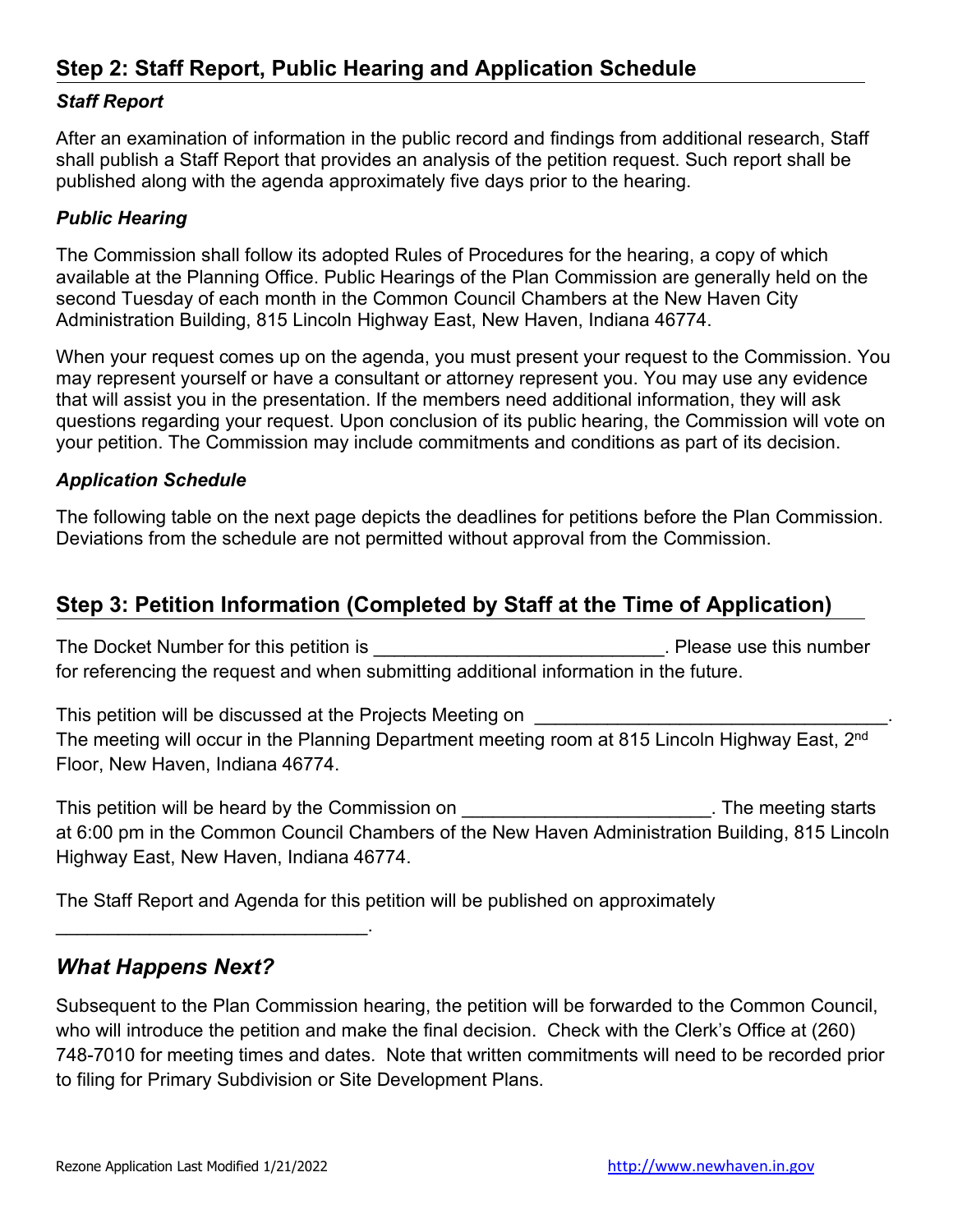## Step 2: Staff Report, Public Hearing and Application Schedule

### *Staff Report*

After an examination of information in the public record and findings from additional research, Staff shall publish a Staff Report that provides an analysis of the petition request. Such report shall be published along with the agenda approximately five days prior to the hearing.

### *Public Hearing*

The Commission shall follow its adopted Rules of Procedures for the hearing, a copy of which available at the Planning Office. Public Hearings of the Plan Commission are generally held on the second Tuesday of each month in the Common Council Chambers at the New Haven City Administration Building, 815 Lincoln Highway East, New Haven, Indiana 46774.

When your request comes up on the agenda, you must present your request to the Commission. You may represent yourself or have a consultant or attorney represent you. You may use any evidence that will assist you in the presentation. If the members need additional information, they will ask questions regarding your request. Upon conclusion of its public hearing, the Commission will vote on your petition. The Commission may include commitments and conditions as part of its decision.

### *Application Schedule*

The following table on the next page depicts the deadlines for petitions before the Plan Commission. Deviations from the schedule are not permitted without approval from the Commission.

## Step 3: Petition Information (Completed by Staff at the Time of Application)

The Docket Number for this petition is ____________________________. Please use this number for referencing the request and when submitting additional information in the future.

This petition will be discussed at the Projects Meeting on __________________________________. The meeting will occur in the Planning Department meeting room at 815 Lincoln Highway East, 2nd Floor, New Haven, Indiana 46774.

This petition will be heard by the Commission on ________________________. The meeting starts at 6:00 pm in the Common Council Chambers of the New Haven Administration Building, 815 Lincoln Highway East, New Haven, Indiana 46774.

The Staff Report and Agenda for this petition will be published on approximately ______________________________.

## *What Happens Next?*

Subsequent to the Plan Commission hearing, the petition will be forwarded to the Common Council, who will introduce the petition and make the final decision. Check with the Clerk's Office at (260) 748-7010 for meeting times and dates. Note that written commitments will need to be recorded prior to filing for Primary Subdivision or Site Development Plans.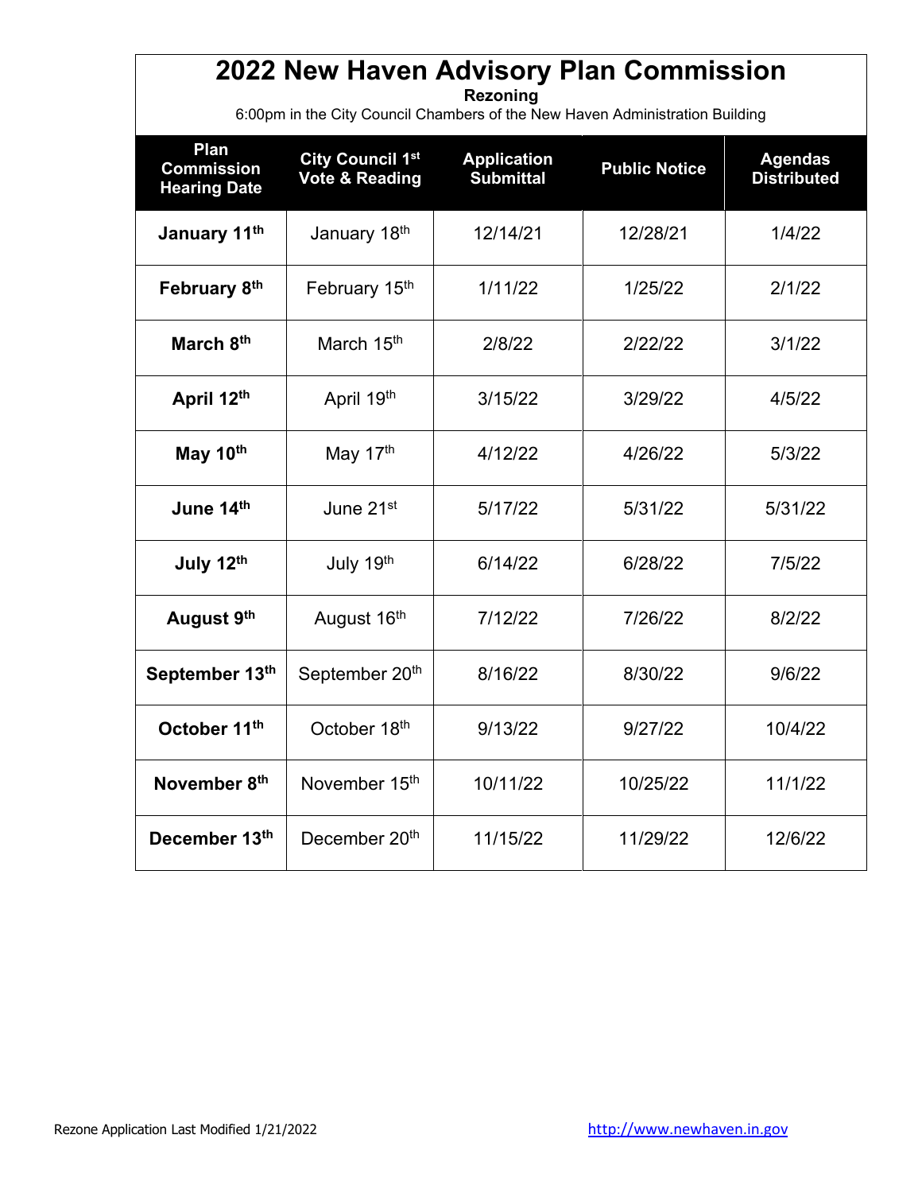# 2022 New Haven Advisory Plan Commission

**Rezoning**

6:00pm in the City Council Chambers of the New Haven Administration Building

| Plan Commission Hearing Date | City Council 1st Vote & Reading | Application Submittal | Public Notice | Agendas Distributed |
|---|---|---|---|---|
| **January 11th** | January 18th | 12/14/21 | 12/28/21 | 1/4/22 |
| **February 8th** | February 15th | 1/11/22 | 1/25/22 | 2/1/22 |
| **March 8th** | March 15th | 2/8/22 | 2/22/22 | 3/1/22 |
| **April 12th** | April 19th | 3/15/22 | 3/29/22 | 4/5/22 |
| **May 10th** | May 17th | 4/12/22 | 4/26/22 | 5/3/22 |
| **June 14th** | June 21st | 5/17/22 | 5/31/22 | 5/31/22 |
| **July 12th** | July 19th | 6/14/22 | 6/28/22 | 7/5/22 |
| **August 9th** | August 16th | 7/12/22 | 7/26/22 | 8/2/22 |
| **September 13th** | September 20th | 8/16/22 | 8/30/22 | 9/6/22 |
| **October 11th** | October 18th | 9/13/22 | 9/27/22 | 10/4/22 |
| **November 8th** | November 15th | 10/11/22 | 10/25/22 | 11/1/22 |
| **December 13th** | December 20th | 11/15/22 | 11/29/22 | 12/6/22 |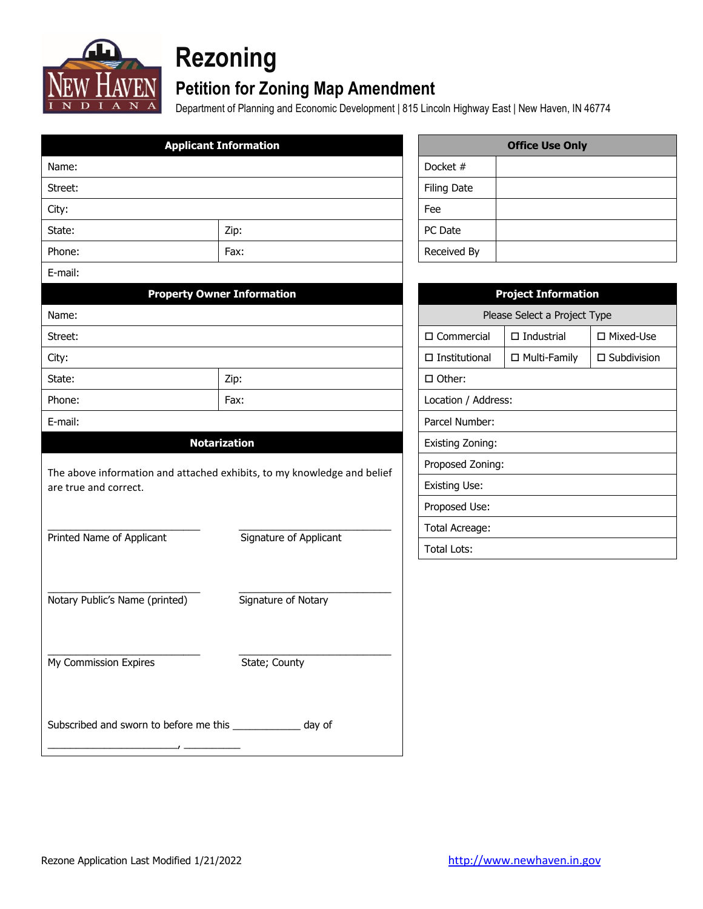# Rezoning

## Petition for Zoning Map Amendment

Department of Planning and Economic Development | 815 Lincoln Highway East | New Haven, IN 46774

| Applicant Information | |
|---|---|
| Name: | |
| Street: | |
| City: | |
| State: | Zip: |
| Phone: | Fax: |
| E-mail: | |

| Property Owner Information | |
|---|---|
| Name: | |
| Street: | |
| City: | |
| State: | Zip: |
| Phone: | Fax: |
| E-mail: | |

| Office Use Only | |
|---|---|
| Docket # | |
| Filing Date | |
| Fee | |
| PC Date | |
| Received By | |

| Project Information | | |
|---|---|---|
| Please Select a Project Type | | |
| ☐ Commercial | ☐ Industrial | ☐ Mixed-Use |
| ☐ Institutional | ☐ Multi-Family | ☐ Subdivision |
| ☐ Other: | | |
| Location / Address: | | |
| Parcel Number: | | |
| Existing Zoning: | | |
| Proposed Zoning: | | |
| Existing Use: | | |
| Proposed Use: | | |
| Total Acreage: | | |
| Total Lots: | | |

### Notarization

The above information and attached exhibits, to my knowledge and belief are true and correct.

______________________________ Printed Name of Applicant

______________________________ Signature of Applicant

______________________________ Notary Public's Name (printed)

______________________________ Signature of Notary

______________________________ My Commission Expires

______________________________ State; County

Subscribed and sworn to before me this ____________ day of

________________________, __________

Rezone Application Last Modified 1/21/2022

http://www.newhaven.in.gov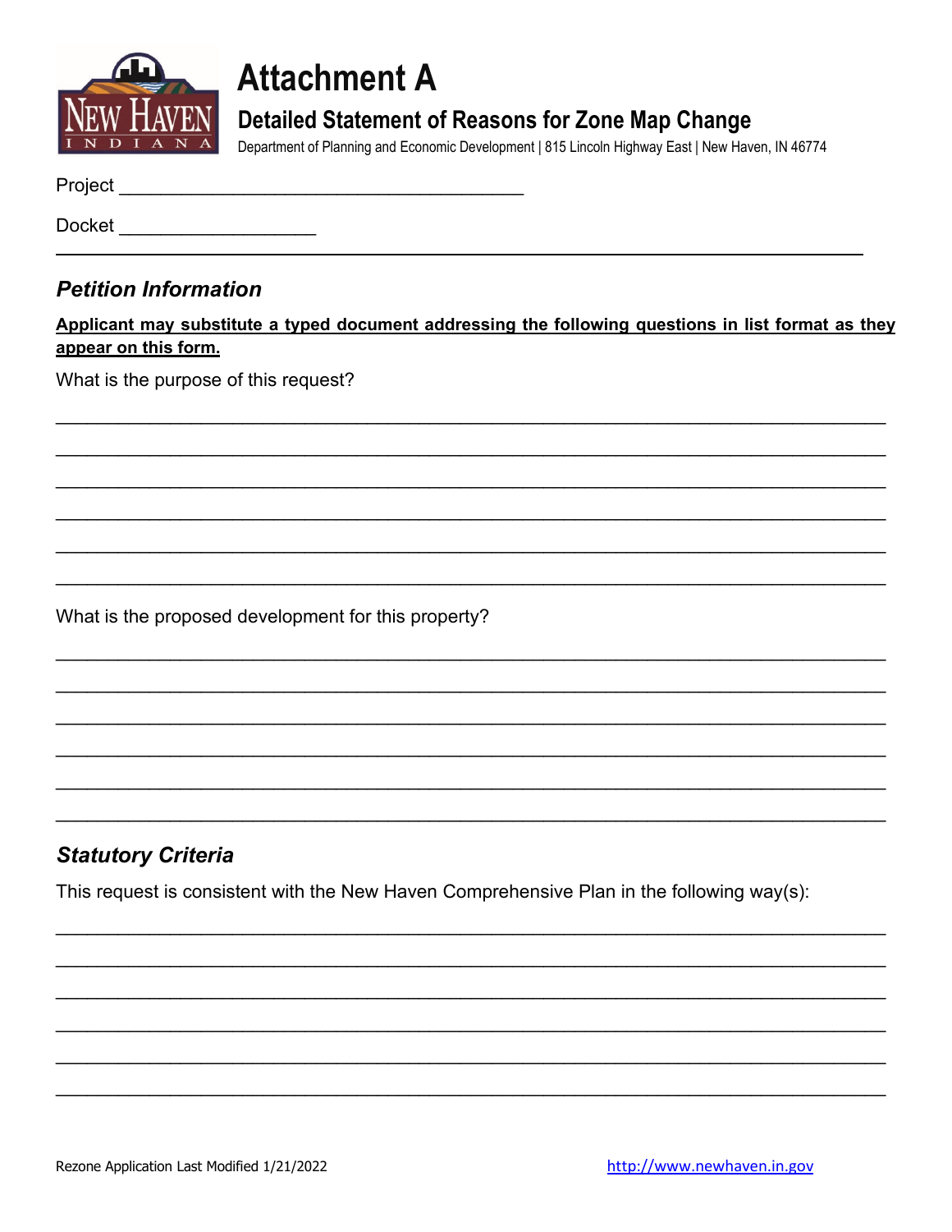# Attachment A

## Detailed Statement of Reasons for Zone Map Change

Department of Planning and Economic Development | 815 Lincoln Highway East | New Haven, IN 46774

Project ________________________________________

Docket ____________________

---

### *Petition Information*

**Applicant may substitute a typed document addressing the following questions in list format as they appear on this form.**

What is the purpose of this request?

________________________________________________________________________________

________________________________________________________________________________

________________________________________________________________________________

________________________________________________________________________________

________________________________________________________________________________

________________________________________________________________________________

What is the proposed development for this property?

________________________________________________________________________________

________________________________________________________________________________

________________________________________________________________________________

________________________________________________________________________________

________________________________________________________________________________

________________________________________________________________________________

### *Statutory Criteria*

This request is consistent with the New Haven Comprehensive Plan in the following way(s):

________________________________________________________________________________

________________________________________________________________________________

________________________________________________________________________________

________________________________________________________________________________

________________________________________________________________________________

________________________________________________________________________________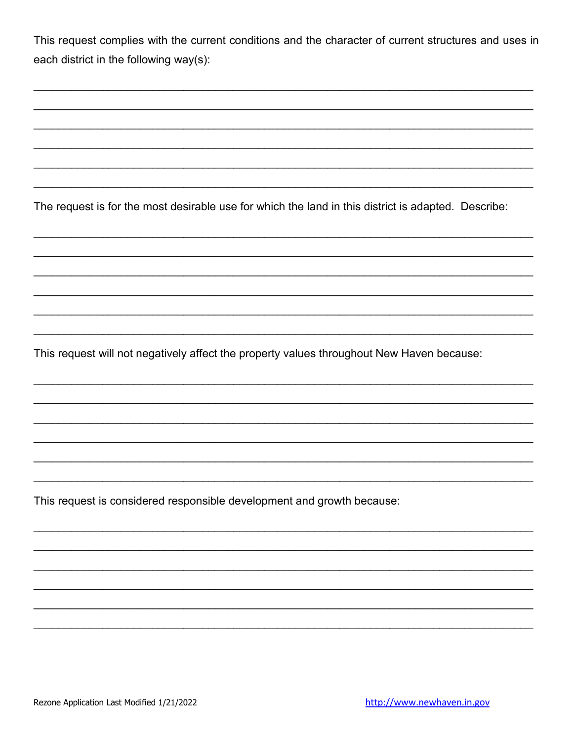This request complies with the current conditions and the character of current structures and uses in each district in the following way(s):

\_\_\_\_\_\_\_\_\_\_\_\_\_\_\_\_\_\_\_\_\_\_\_\_\_\_\_\_\_\_\_\_\_\_\_\_\_\_\_\_\_\_\_\_\_\_\_\_\_\_\_\_\_\_\_\_\_\_\_\_\_\_\_\_\_\_\_\_\_\_\_\_\_\_\_\_\_\_

\_\_\_\_\_\_\_\_\_\_\_\_\_\_\_\_\_\_\_\_\_\_\_\_\_\_\_\_\_\_\_\_\_\_\_\_\_\_\_\_\_\_\_\_\_\_\_\_\_\_\_\_\_\_\_\_\_\_\_\_\_\_\_\_\_\_\_\_\_\_\_\_\_\_\_\_\_\_

\_\_\_\_\_\_\_\_\_\_\_\_\_\_\_\_\_\_\_\_\_\_\_\_\_\_\_\_\_\_\_\_\_\_\_\_\_\_\_\_\_\_\_\_\_\_\_\_\_\_\_\_\_\_\_\_\_\_\_\_\_\_\_\_\_\_\_\_\_\_\_\_\_\_\_\_\_\_

\_\_\_\_\_\_\_\_\_\_\_\_\_\_\_\_\_\_\_\_\_\_\_\_\_\_\_\_\_\_\_\_\_\_\_\_\_\_\_\_\_\_\_\_\_\_\_\_\_\_\_\_\_\_\_\_\_\_\_\_\_\_\_\_\_\_\_\_\_\_\_\_\_\_\_\_\_\_

\_\_\_\_\_\_\_\_\_\_\_\_\_\_\_\_\_\_\_\_\_\_\_\_\_\_\_\_\_\_\_\_\_\_\_\_\_\_\_\_\_\_\_\_\_\_\_\_\_\_\_\_\_\_\_\_\_\_\_\_\_\_\_\_\_\_\_\_\_\_\_\_\_\_\_\_\_\_

\_\_\_\_\_\_\_\_\_\_\_\_\_\_\_\_\_\_\_\_\_\_\_\_\_\_\_\_\_\_\_\_\_\_\_\_\_\_\_\_\_\_\_\_\_\_\_\_\_\_\_\_\_\_\_\_\_\_\_\_\_\_\_\_\_\_\_\_\_\_\_\_\_\_\_\_\_\_

The request is for the most desirable use for which the land in this district is adapted. Describe:

\_\_\_\_\_\_\_\_\_\_\_\_\_\_\_\_\_\_\_\_\_\_\_\_\_\_\_\_\_\_\_\_\_\_\_\_\_\_\_\_\_\_\_\_\_\_\_\_\_\_\_\_\_\_\_\_\_\_\_\_\_\_\_\_\_\_\_\_\_\_\_\_\_\_\_\_\_\_

\_\_\_\_\_\_\_\_\_\_\_\_\_\_\_\_\_\_\_\_\_\_\_\_\_\_\_\_\_\_\_\_\_\_\_\_\_\_\_\_\_\_\_\_\_\_\_\_\_\_\_\_\_\_\_\_\_\_\_\_\_\_\_\_\_\_\_\_\_\_\_\_\_\_\_\_\_\_

\_\_\_\_\_\_\_\_\_\_\_\_\_\_\_\_\_\_\_\_\_\_\_\_\_\_\_\_\_\_\_\_\_\_\_\_\_\_\_\_\_\_\_\_\_\_\_\_\_\_\_\_\_\_\_\_\_\_\_\_\_\_\_\_\_\_\_\_\_\_\_\_\_\_\_\_\_\_

\_\_\_\_\_\_\_\_\_\_\_\_\_\_\_\_\_\_\_\_\_\_\_\_\_\_\_\_\_\_\_\_\_\_\_\_\_\_\_\_\_\_\_\_\_\_\_\_\_\_\_\_\_\_\_\_\_\_\_\_\_\_\_\_\_\_\_\_\_\_\_\_\_\_\_\_\_\_

\_\_\_\_\_\_\_\_\_\_\_\_\_\_\_\_\_\_\_\_\_\_\_\_\_\_\_\_\_\_\_\_\_\_\_\_\_\_\_\_\_\_\_\_\_\_\_\_\_\_\_\_\_\_\_\_\_\_\_\_\_\_\_\_\_\_\_\_\_\_\_\_\_\_\_\_\_\_

\_\_\_\_\_\_\_\_\_\_\_\_\_\_\_\_\_\_\_\_\_\_\_\_\_\_\_\_\_\_\_\_\_\_\_\_\_\_\_\_\_\_\_\_\_\_\_\_\_\_\_\_\_\_\_\_\_\_\_\_\_\_\_\_\_\_\_\_\_\_\_\_\_\_\_\_\_\_

This request will not negatively affect the property values throughout New Haven because:

\_\_\_\_\_\_\_\_\_\_\_\_\_\_\_\_\_\_\_\_\_\_\_\_\_\_\_\_\_\_\_\_\_\_\_\_\_\_\_\_\_\_\_\_\_\_\_\_\_\_\_\_\_\_\_\_\_\_\_\_\_\_\_\_\_\_\_\_\_\_\_\_\_\_\_\_\_\_

\_\_\_\_\_\_\_\_\_\_\_\_\_\_\_\_\_\_\_\_\_\_\_\_\_\_\_\_\_\_\_\_\_\_\_\_\_\_\_\_\_\_\_\_\_\_\_\_\_\_\_\_\_\_\_\_\_\_\_\_\_\_\_\_\_\_\_\_\_\_\_\_\_\_\_\_\_\_

\_\_\_\_\_\_\_\_\_\_\_\_\_\_\_\_\_\_\_\_\_\_\_\_\_\_\_\_\_\_\_\_\_\_\_\_\_\_\_\_\_\_\_\_\_\_\_\_\_\_\_\_\_\_\_\_\_\_\_\_\_\_\_\_\_\_\_\_\_\_\_\_\_\_\_\_\_\_

\_\_\_\_\_\_\_\_\_\_\_\_\_\_\_\_\_\_\_\_\_\_\_\_\_\_\_\_\_\_\_\_\_\_\_\_\_\_\_\_\_\_\_\_\_\_\_\_\_\_\_\_\_\_\_\_\_\_\_\_\_\_\_\_\_\_\_\_\_\_\_\_\_\_\_\_\_\_

\_\_\_\_\_\_\_\_\_\_\_\_\_\_\_\_\_\_\_\_\_\_\_\_\_\_\_\_\_\_\_\_\_\_\_\_\_\_\_\_\_\_\_\_\_\_\_\_\_\_\_\_\_\_\_\_\_\_\_\_\_\_\_\_\_\_\_\_\_\_\_\_\_\_\_\_\_\_

\_\_\_\_\_\_\_\_\_\_\_\_\_\_\_\_\_\_\_\_\_\_\_\_\_\_\_\_\_\_\_\_\_\_\_\_\_\_\_\_\_\_\_\_\_\_\_\_\_\_\_\_\_\_\_\_\_\_\_\_\_\_\_\_\_\_\_\_\_\_\_\_\_\_\_\_\_\_

This request is considered responsible development and growth because:

\_\_\_\_\_\_\_\_\_\_\_\_\_\_\_\_\_\_\_\_\_\_\_\_\_\_\_\_\_\_\_\_\_\_\_\_\_\_\_\_\_\_\_\_\_\_\_\_\_\_\_\_\_\_\_\_\_\_\_\_\_\_\_\_\_\_\_\_\_\_\_\_\_\_\_\_\_\_

\_\_\_\_\_\_\_\_\_\_\_\_\_\_\_\_\_\_\_\_\_\_\_\_\_\_\_\_\_\_\_\_\_\_\_\_\_\_\_\_\_\_\_\_\_\_\_\_\_\_\_\_\_\_\_\_\_\_\_\_\_\_\_\_\_\_\_\_\_\_\_\_\_\_\_\_\_\_

\_\_\_\_\_\_\_\_\_\_\_\_\_\_\_\_\_\_\_\_\_\_\_\_\_\_\_\_\_\_\_\_\_\_\_\_\_\_\_\_\_\_\_\_\_\_\_\_\_\_\_\_\_\_\_\_\_\_\_\_\_\_\_\_\_\_\_\_\_\_\_\_\_\_\_\_\_\_

\_\_\_\_\_\_\_\_\_\_\_\_\_\_\_\_\_\_\_\_\_\_\_\_\_\_\_\_\_\_\_\_\_\_\_\_\_\_\_\_\_\_\_\_\_\_\_\_\_\_\_\_\_\_\_\_\_\_\_\_\_\_\_\_\_\_\_\_\_\_\_\_\_\_\_\_\_\_

\_\_\_\_\_\_\_\_\_\_\_\_\_\_\_\_\_\_\_\_\_\_\_\_\_\_\_\_\_\_\_\_\_\_\_\_\_\_\_\_\_\_\_\_\_\_\_\_\_\_\_\_\_\_\_\_\_\_\_\_\_\_\_\_\_\_\_\_\_\_\_\_\_\_\_\_\_\_

\_\_\_\_\_\_\_\_\_\_\_\_\_\_\_\_\_\_\_\_\_\_\_\_\_\_\_\_\_\_\_\_\_\_\_\_\_\_\_\_\_\_\_\_\_\_\_\_\_\_\_\_\_\_\_\_\_\_\_\_\_\_\_\_\_\_\_\_\_\_\_\_\_\_\_\_\_\_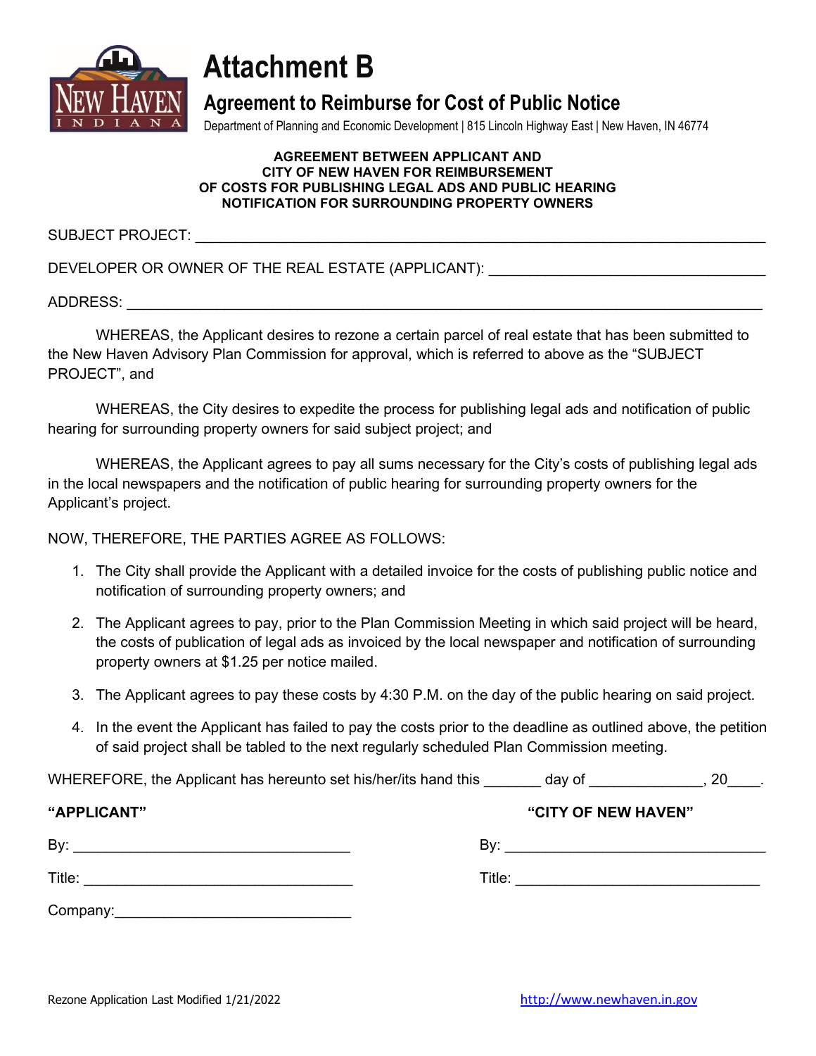# Attachment B

## Agreement to Reimburse for Cost of Public Notice

Department of Planning and Economic Development | 815 Lincoln Highway East | New Haven, IN 46774

**AGREEMENT BETWEEN APPLICANT AND**
**CITY OF NEW HAVEN FOR REIMBURSEMENT**
**OF COSTS FOR PUBLISHING LEGAL ADS AND PUBLIC HEARING**
**NOTIFICATION FOR SURROUNDING PROPERTY OWNERS**

SUBJECT PROJECT: ______________________________________________________________

DEVELOPER OR OWNER OF THE REAL ESTATE (APPLICANT): ______________________________

ADDRESS: _______________________________________________________________________

WHEREAS, the Applicant desires to rezone a certain parcel of real estate that has been submitted to the New Haven Advisory Plan Commission for approval, which is referred to above as the "SUBJECT PROJECT", and

WHEREAS, the City desires to expedite the process for publishing legal ads and notification of public hearing for surrounding property owners for said subject project; and

WHEREAS, the Applicant agrees to pay all sums necessary for the City's costs of publishing legal ads in the local newspapers and the notification of public hearing for surrounding property owners for the Applicant's project.

NOW, THEREFORE, THE PARTIES AGREE AS FOLLOWS:

1. The City shall provide the Applicant with a detailed invoice for the costs of publishing public notice and notification of surrounding property owners; and
2. The Applicant agrees to pay, prior to the Plan Commission Meeting in which said project will be heard, the costs of publication of legal ads as invoiced by the local newspaper and notification of surrounding property owners at $1.25 per notice mailed.
3. The Applicant agrees to pay these costs by 4:30 P.M. on the day of the public hearing on said project.
4. In the event the Applicant has failed to pay the costs prior to the deadline as outlined above, the petition of said project shall be tabled to the next regularly scheduled Plan Commission meeting.

WHEREFORE, the Applicant has hereunto set his/her/its hand this _______ day of ______________, 20____.

**"APPLICANT"**

By: ________________________________

Title: ______________________________

Company: ___________________________

**"CITY OF NEW HAVEN"**

By: ________________________________

Title: ______________________________

Rezone Application Last Modified 1/21/2022

http://www.newhaven.in.gov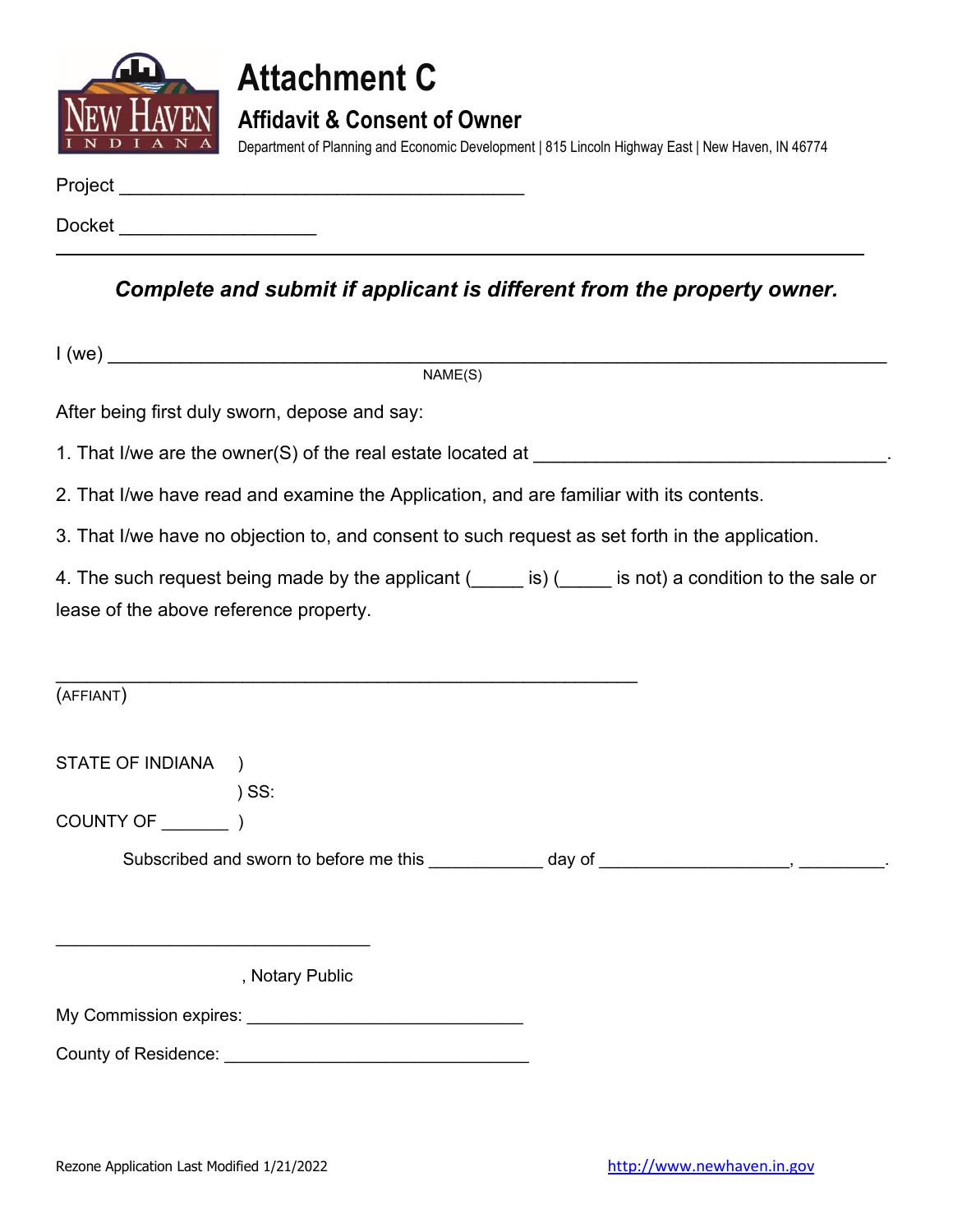# Attachment C

## Affidavit & Consent of Owner

Department of Planning and Economic Development | 815 Lincoln Highway East | New Haven, IN 46774

Project ________________________________________

Docket ___________________

---

***Complete and submit if applicant is different from the property owner.***

I (we) ___________________________________________________________________________
NAME(S)

After being first duly sworn, depose and say:

1. That I/we are the owner(S) of the real estate located at ___________________________________.

2. That I/we have read and examine the Application, and are familiar with its contents.

3. That I/we have no objection to, and consent to such request as set forth in the application.

4. The such request being made by the applicant (_____ is) (_____ is not) a condition to the sale or lease of the above reference property.

_________________________________________________________
(AFFIANT)

STATE OF INDIANA )
) SS:
COUNTY OF _______ )

Subscribed and sworn to before me this ___________ day of ___________________, _________.

_______________________________
, Notary Public

My Commission expires: ____________________________

County of Residence: _______________________________

Rezone Application Last Modified 1/21/2022

http://www.newhaven.in.gov